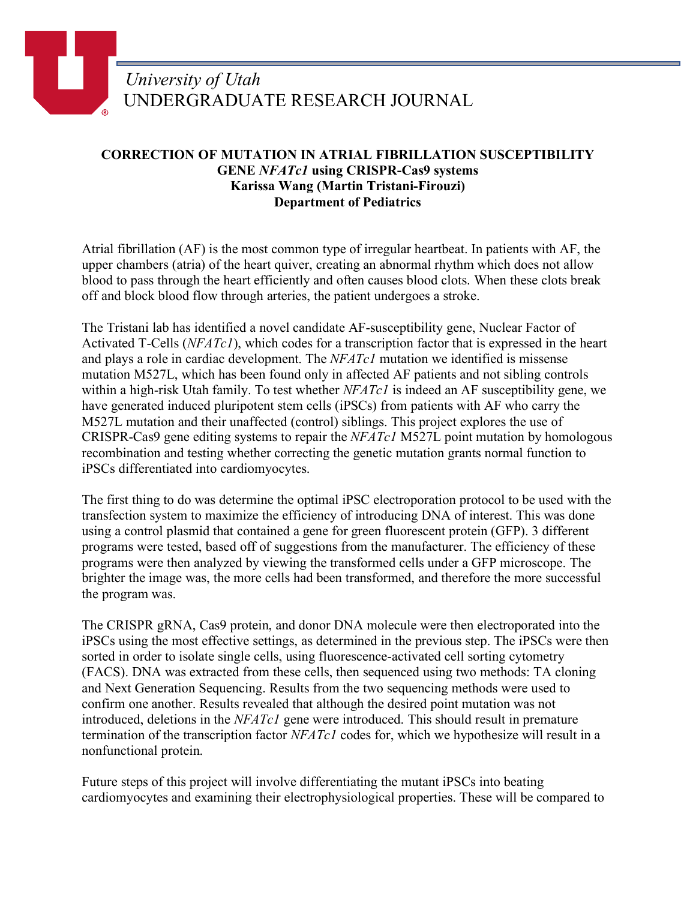University of Utah
UNDERGRADUATE RESEARCH JOURNAL

**CORRECTION OF MUTATION IN ATRIAL FIBRILLATION SUSCEPTIBILITY GENE *NFATc1* using CRISPR-Cas9 systems**
**Karissa Wang (Martin Tristani-Firouzi)**
**Department of Pediatrics**

Atrial fibrillation (AF) is the most common type of irregular heartbeat. In patients with AF, the upper chambers (atria) of the heart quiver, creating an abnormal rhythm which does not allow blood to pass through the heart efficiently and often causes blood clots. When these clots break off and block blood flow through arteries, the patient undergoes a stroke.

The Tristani lab has identified a novel candidate AF-susceptibility gene, Nuclear Factor of Activated T-Cells (*NFATc1*), which codes for a transcription factor that is expressed in the heart and plays a role in cardiac development. The *NFATc1* mutation we identified is missense mutation M527L, which has been found only in affected AF patients and not sibling controls within a high-risk Utah family. To test whether *NFATc1* is indeed an AF susceptibility gene, we have generated induced pluripotent stem cells (iPSCs) from patients with AF who carry the M527L mutation and their unaffected (control) siblings. This project explores the use of CRISPR-Cas9 gene editing systems to repair the *NFATc1* M527L point mutation by homologous recombination and testing whether correcting the genetic mutation grants normal function to iPSCs differentiated into cardiomyocytes.

The first thing to do was determine the optimal iPSC electroporation protocol to be used with the transfection system to maximize the efficiency of introducing DNA of interest. This was done using a control plasmid that contained a gene for green fluorescent protein (GFP). 3 different programs were tested, based off of suggestions from the manufacturer. The efficiency of these programs were then analyzed by viewing the transformed cells under a GFP microscope. The brighter the image was, the more cells had been transformed, and therefore the more successful the program was.

The CRISPR gRNA, Cas9 protein, and donor DNA molecule were then electroporated into the iPSCs using the most effective settings, as determined in the previous step. The iPSCs were then sorted in order to isolate single cells, using fluorescence-activated cell sorting cytometry (FACS). DNA was extracted from these cells, then sequenced using two methods: TA cloning and Next Generation Sequencing. Results from the two sequencing methods were used to confirm one another. Results revealed that although the desired point mutation was not introduced, deletions in the *NFATc1* gene were introduced. This should result in premature termination of the transcription factor *NFATc1* codes for, which we hypothesize will result in a nonfunctional protein.

Future steps of this project will involve differentiating the mutant iPSCs into beating cardiomyocytes and examining their electrophysiological properties. These will be compared to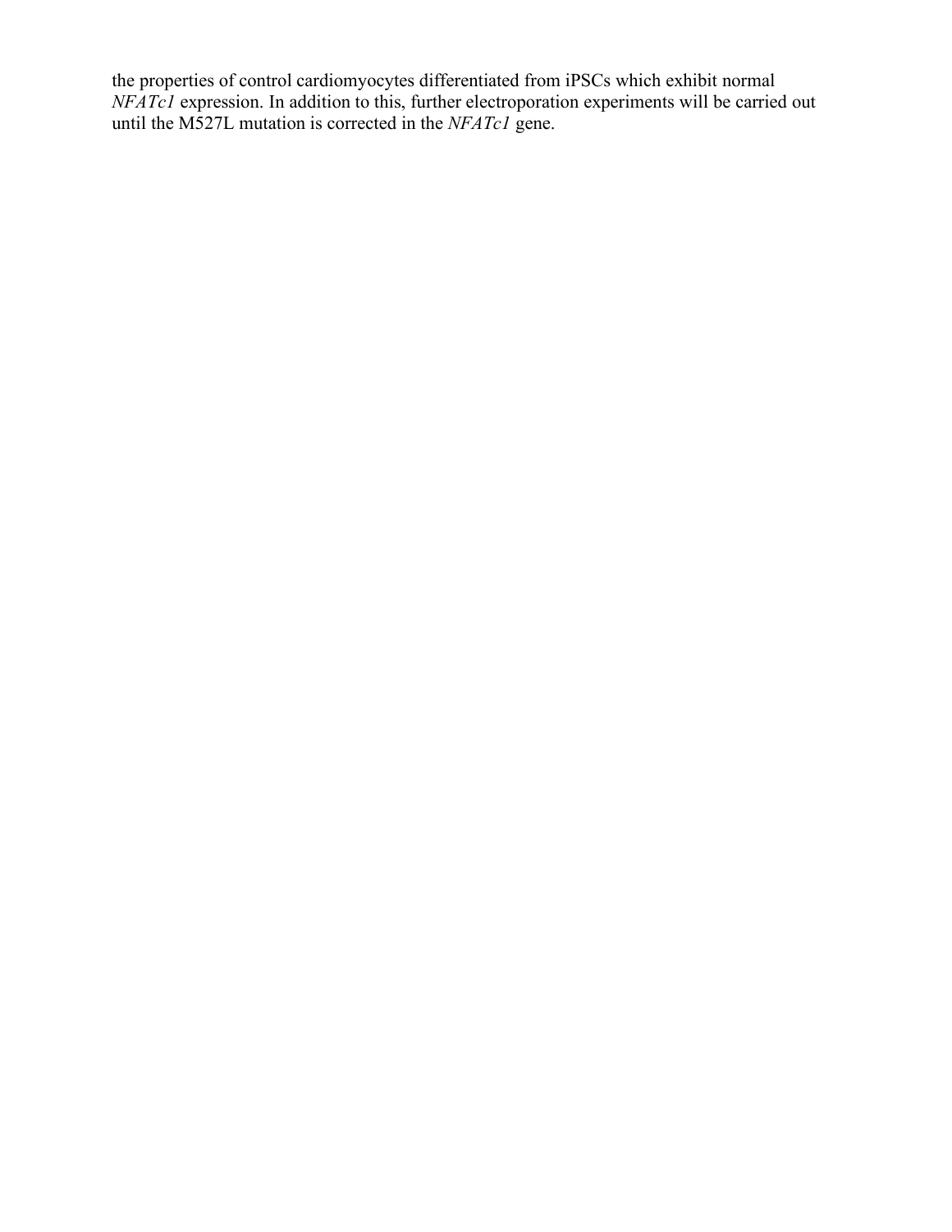the properties of control cardiomyocytes differentiated from iPSCs which exhibit normal *NFATc1* expression. In addition to this, further electroporation experiments will be carried out until the M527L mutation is corrected in the *NFATc1* gene.